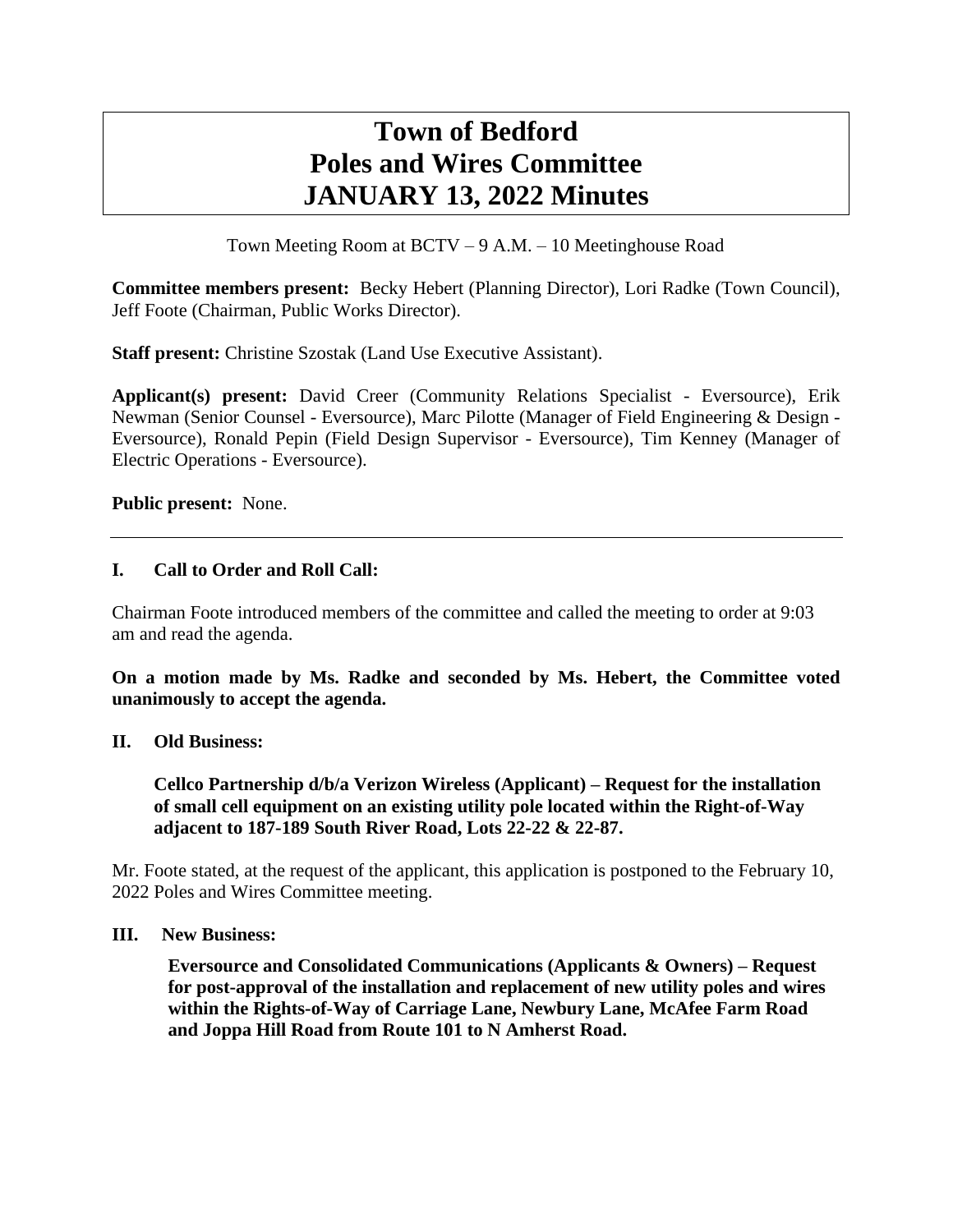# Town of Bedford
# Poles and Wires Committee
# JANUARY 13, 2022 Minutes

Town Meeting Room at BCTV – 9 A.M. – 10 Meetinghouse Road

**Committee members present:** Becky Hebert (Planning Director), Lori Radke (Town Council), Jeff Foote (Chairman, Public Works Director).

**Staff present:** Christine Szostak (Land Use Executive Assistant).

**Applicant(s) present:** David Creer (Community Relations Specialist - Eversource), Erik Newman (Senior Counsel - Eversource), Marc Pilotte (Manager of Field Engineering & Design - Eversource), Ronald Pepin (Field Design Supervisor - Eversource), Tim Kenney (Manager of Electric Operations - Eversource).

**Public present:** None.

---

## I. Call to Order and Roll Call:

Chairman Foote introduced members of the committee and called the meeting to order at 9:03 am and read the agenda.

**On a motion made by Ms. Radke and seconded by Ms. Hebert, the Committee voted unanimously to accept the agenda.**

## II. Old Business:

**Cellco Partnership d/b/a Verizon Wireless (Applicant) – Request for the installation of small cell equipment on an existing utility pole located within the Right-of-Way adjacent to 187-189 South River Road, Lots 22-22 & 22-87.**

Mr. Foote stated, at the request of the applicant, this application is postponed to the February 10, 2022 Poles and Wires Committee meeting.

## III. New Business:

**Eversource and Consolidated Communications (Applicants & Owners) – Request for post-approval of the installation and replacement of new utility poles and wires within the Rights-of-Way of Carriage Lane, Newbury Lane, McAfee Farm Road and Joppa Hill Road from Route 101 to N Amherst Road.**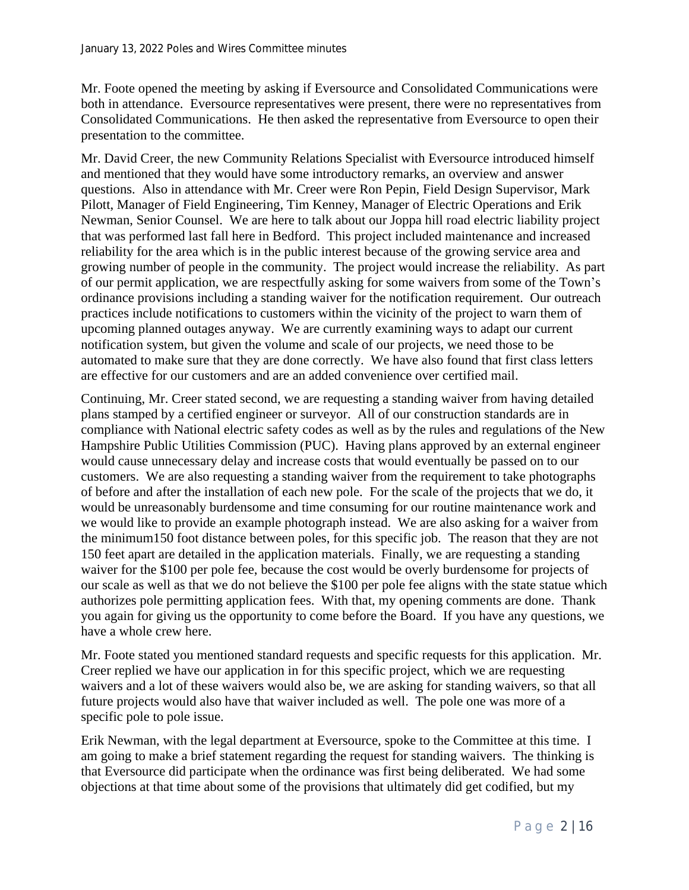Mr. Foote opened the meeting by asking if Eversource and Consolidated Communications were both in attendance. Eversource representatives were present, there were no representatives from Consolidated Communications. He then asked the representative from Eversource to open their presentation to the committee.

Mr. David Creer, the new Community Relations Specialist with Eversource introduced himself and mentioned that they would have some introductory remarks, an overview and answer questions. Also in attendance with Mr. Creer were Ron Pepin, Field Design Supervisor, Mark Pilott, Manager of Field Engineering, Tim Kenney, Manager of Electric Operations and Erik Newman, Senior Counsel. We are here to talk about our Joppa hill road electric liability project that was performed last fall here in Bedford. This project included maintenance and increased reliability for the area which is in the public interest because of the growing service area and growing number of people in the community. The project would increase the reliability. As part of our permit application, we are respectfully asking for some waivers from some of the Town's ordinance provisions including a standing waiver for the notification requirement. Our outreach practices include notifications to customers within the vicinity of the project to warn them of upcoming planned outages anyway. We are currently examining ways to adapt our current notification system, but given the volume and scale of our projects, we need those to be automated to make sure that they are done correctly. We have also found that first class letters are effective for our customers and are an added convenience over certified mail.

Continuing, Mr. Creer stated second, we are requesting a standing waiver from having detailed plans stamped by a certified engineer or surveyor. All of our construction standards are in compliance with National electric safety codes as well as by the rules and regulations of the New Hampshire Public Utilities Commission (PUC). Having plans approved by an external engineer would cause unnecessary delay and increase costs that would eventually be passed on to our customers. We are also requesting a standing waiver from the requirement to take photographs of before and after the installation of each new pole. For the scale of the projects that we do, it would be unreasonably burdensome and time consuming for our routine maintenance work and we would like to provide an example photograph instead. We are also asking for a waiver from the minimum150 foot distance between poles, for this specific job. The reason that they are not 150 feet apart are detailed in the application materials. Finally, we are requesting a standing waiver for the $100 per pole fee, because the cost would be overly burdensome for projects of our scale as well as that we do not believe the $100 per pole fee aligns with the state statue which authorizes pole permitting application fees. With that, my opening comments are done. Thank you again for giving us the opportunity to come before the Board. If you have any questions, we have a whole crew here.

Mr. Foote stated you mentioned standard requests and specific requests for this application. Mr. Creer replied we have our application in for this specific project, which we are requesting waivers and a lot of these waivers would also be, we are asking for standing waivers, so that all future projects would also have that waiver included as well. The pole one was more of a specific pole to pole issue.

Erik Newman, with the legal department at Eversource, spoke to the Committee at this time. I am going to make a brief statement regarding the request for standing waivers. The thinking is that Eversource did participate when the ordinance was first being deliberated. We had some objections at that time about some of the provisions that ultimately did get codified, but my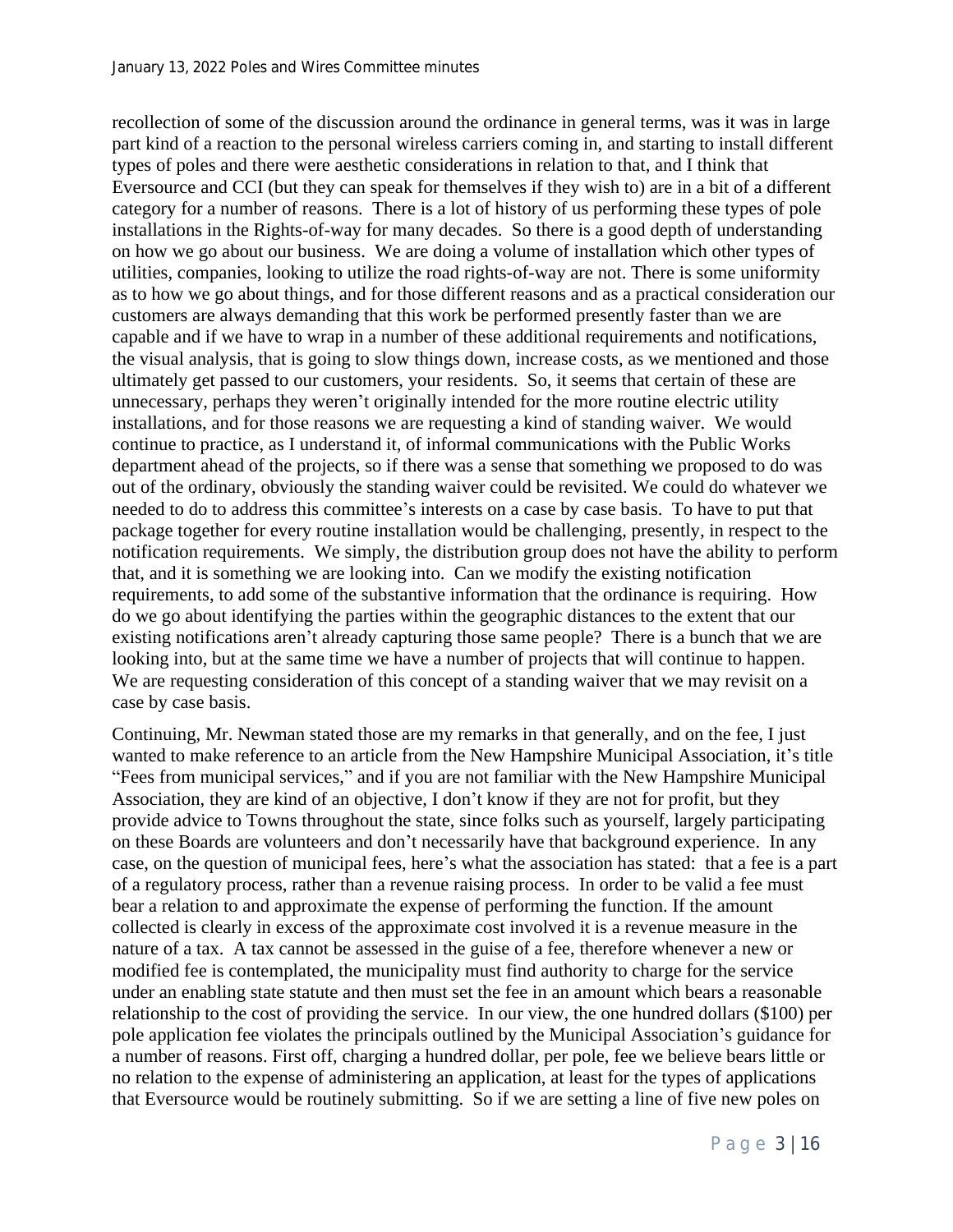recollection of some of the discussion around the ordinance in general terms, was it was in large part kind of a reaction to the personal wireless carriers coming in, and starting to install different types of poles and there were aesthetic considerations in relation to that, and I think that Eversource and CCI (but they can speak for themselves if they wish to) are in a bit of a different category for a number of reasons. There is a lot of history of us performing these types of pole installations in the Rights-of-way for many decades. So there is a good depth of understanding on how we go about our business. We are doing a volume of installation which other types of utilities, companies, looking to utilize the road rights-of-way are not. There is some uniformity as to how we go about things, and for those different reasons and as a practical consideration our customers are always demanding that this work be performed presently faster than we are capable and if we have to wrap in a number of these additional requirements and notifications, the visual analysis, that is going to slow things down, increase costs, as we mentioned and those ultimately get passed to our customers, your residents. So, it seems that certain of these are unnecessary, perhaps they weren't originally intended for the more routine electric utility installations, and for those reasons we are requesting a kind of standing waiver. We would continue to practice, as I understand it, of informal communications with the Public Works department ahead of the projects, so if there was a sense that something we proposed to do was out of the ordinary, obviously the standing waiver could be revisited. We could do whatever we needed to do to address this committee's interests on a case by case basis. To have to put that package together for every routine installation would be challenging, presently, in respect to the notification requirements. We simply, the distribution group does not have the ability to perform that, and it is something we are looking into. Can we modify the existing notification requirements, to add some of the substantive information that the ordinance is requiring. How do we go about identifying the parties within the geographic distances to the extent that our existing notifications aren't already capturing those same people? There is a bunch that we are looking into, but at the same time we have a number of projects that will continue to happen. We are requesting consideration of this concept of a standing waiver that we may revisit on a case by case basis.

Continuing, Mr. Newman stated those are my remarks in that generally, and on the fee, I just wanted to make reference to an article from the New Hampshire Municipal Association, it's title "Fees from municipal services," and if you are not familiar with the New Hampshire Municipal Association, they are kind of an objective, I don't know if they are not for profit, but they provide advice to Towns throughout the state, since folks such as yourself, largely participating on these Boards are volunteers and don't necessarily have that background experience. In any case, on the question of municipal fees, here's what the association has stated: that a fee is a part of a regulatory process, rather than a revenue raising process. In order to be valid a fee must bear a relation to and approximate the expense of performing the function. If the amount collected is clearly in excess of the approximate cost involved it is a revenue measure in the nature of a tax. A tax cannot be assessed in the guise of a fee, therefore whenever a new or modified fee is contemplated, the municipality must find authority to charge for the service under an enabling state statute and then must set the fee in an amount which bears a reasonable relationship to the cost of providing the service. In our view, the one hundred dollars ($100) per pole application fee violates the principals outlined by the Municipal Association's guidance for a number of reasons. First off, charging a hundred dollar, per pole, fee we believe bears little or no relation to the expense of administering an application, at least for the types of applications that Eversource would be routinely submitting. So if we are setting a line of five new poles on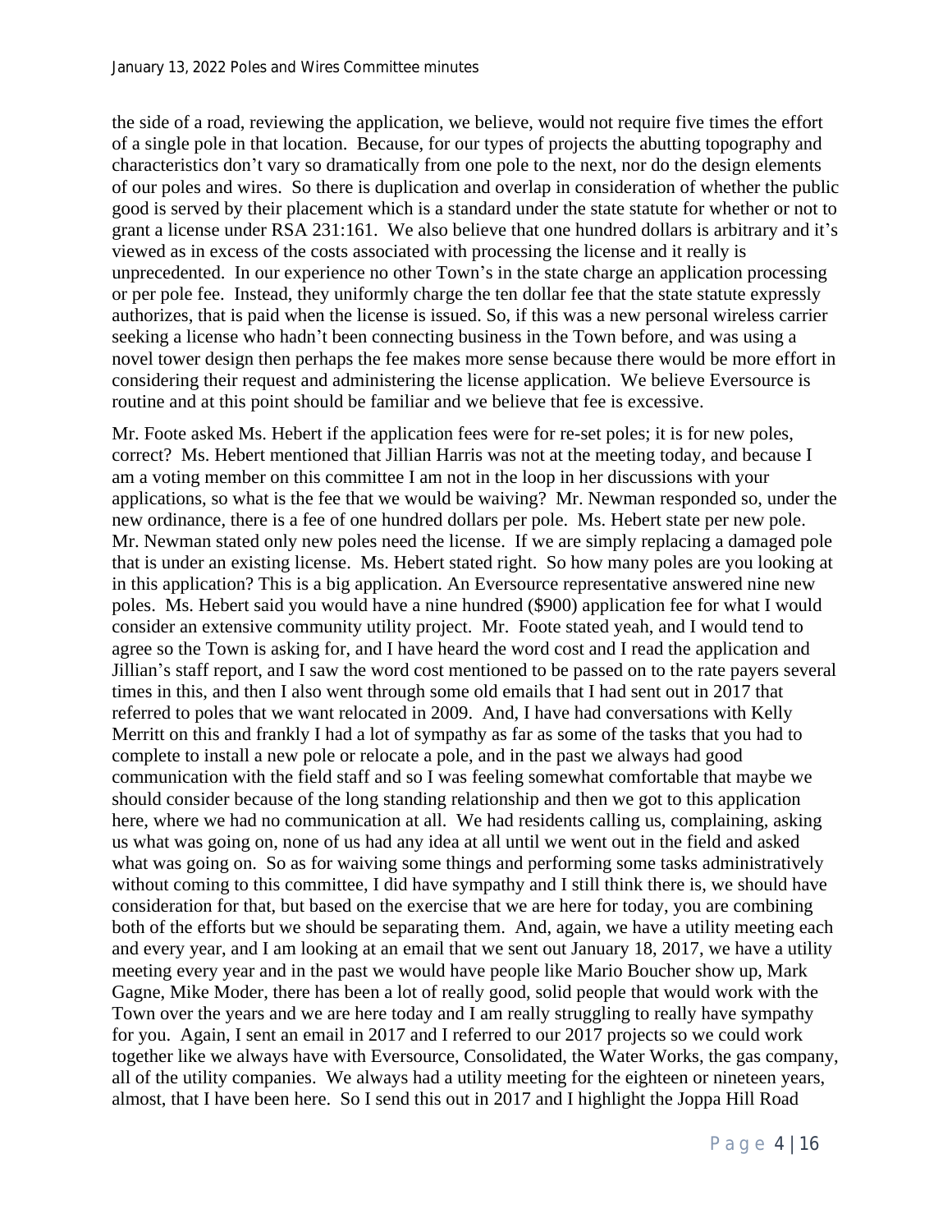the side of a road, reviewing the application, we believe, would not require five times the effort of a single pole in that location. Because, for our types of projects the abutting topography and characteristics don't vary so dramatically from one pole to the next, nor do the design elements of our poles and wires. So there is duplication and overlap in consideration of whether the public good is served by their placement which is a standard under the state statute for whether or not to grant a license under RSA 231:161. We also believe that one hundred dollars is arbitrary and it's viewed as in excess of the costs associated with processing the license and it really is unprecedented. In our experience no other Town's in the state charge an application processing or per pole fee. Instead, they uniformly charge the ten dollar fee that the state statute expressly authorizes, that is paid when the license is issued. So, if this was a new personal wireless carrier seeking a license who hadn't been connecting business in the Town before, and was using a novel tower design then perhaps the fee makes more sense because there would be more effort in considering their request and administering the license application. We believe Eversource is routine and at this point should be familiar and we believe that fee is excessive.

Mr. Foote asked Ms. Hebert if the application fees were for re-set poles; it is for new poles, correct? Ms. Hebert mentioned that Jillian Harris was not at the meeting today, and because I am a voting member on this committee I am not in the loop in her discussions with your applications, so what is the fee that we would be waiving? Mr. Newman responded so, under the new ordinance, there is a fee of one hundred dollars per pole. Ms. Hebert state per new pole. Mr. Newman stated only new poles need the license. If we are simply replacing a damaged pole that is under an existing license. Ms. Hebert stated right. So how many poles are you looking at in this application? This is a big application. An Eversource representative answered nine new poles. Ms. Hebert said you would have a nine hundred ($900) application fee for what I would consider an extensive community utility project. Mr. Foote stated yeah, and I would tend to agree so the Town is asking for, and I have heard the word cost and I read the application and Jillian's staff report, and I saw the word cost mentioned to be passed on to the rate payers several times in this, and then I also went through some old emails that I had sent out in 2017 that referred to poles that we want relocated in 2009. And, I have had conversations with Kelly Merritt on this and frankly I had a lot of sympathy as far as some of the tasks that you had to complete to install a new pole or relocate a pole, and in the past we always had good communication with the field staff and so I was feeling somewhat comfortable that maybe we should consider because of the long standing relationship and then we got to this application here, where we had no communication at all. We had residents calling us, complaining, asking us what was going on, none of us had any idea at all until we went out in the field and asked what was going on. So as for waiving some things and performing some tasks administratively without coming to this committee, I did have sympathy and I still think there is, we should have consideration for that, but based on the exercise that we are here for today, you are combining both of the efforts but we should be separating them. And, again, we have a utility meeting each and every year, and I am looking at an email that we sent out January 18, 2017, we have a utility meeting every year and in the past we would have people like Mario Boucher show up, Mark Gagne, Mike Moder, there has been a lot of really good, solid people that would work with the Town over the years and we are here today and I am really struggling to really have sympathy for you. Again, I sent an email in 2017 and I referred to our 2017 projects so we could work together like we always have with Eversource, Consolidated, the Water Works, the gas company, all of the utility companies. We always had a utility meeting for the eighteen or nineteen years, almost, that I have been here. So I send this out in 2017 and I highlight the Joppa Hill Road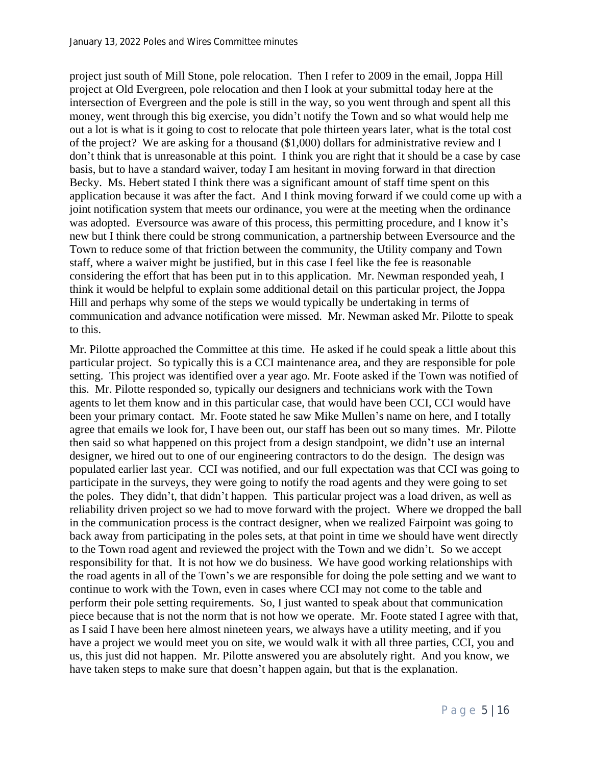project just south of Mill Stone, pole relocation. Then I refer to 2009 in the email, Joppa Hill project at Old Evergreen, pole relocation and then I look at your submittal today here at the intersection of Evergreen and the pole is still in the way, so you went through and spent all this money, went through this big exercise, you didn't notify the Town and so what would help me out a lot is what is it going to cost to relocate that pole thirteen years later, what is the total cost of the project? We are asking for a thousand ($1,000) dollars for administrative review and I don't think that is unreasonable at this point. I think you are right that it should be a case by case basis, but to have a standard waiver, today I am hesitant in moving forward in that direction Becky. Ms. Hebert stated I think there was a significant amount of staff time spent on this application because it was after the fact. And I think moving forward if we could come up with a joint notification system that meets our ordinance, you were at the meeting when the ordinance was adopted. Eversource was aware of this process, this permitting procedure, and I know it's new but I think there could be strong communication, a partnership between Eversource and the Town to reduce some of that friction between the community, the Utility company and Town staff, where a waiver might be justified, but in this case I feel like the fee is reasonable considering the effort that has been put in to this application. Mr. Newman responded yeah, I think it would be helpful to explain some additional detail on this particular project, the Joppa Hill and perhaps why some of the steps we would typically be undertaking in terms of communication and advance notification were missed. Mr. Newman asked Mr. Pilotte to speak to this.

Mr. Pilotte approached the Committee at this time. He asked if he could speak a little about this particular project. So typically this is a CCI maintenance area, and they are responsible for pole setting. This project was identified over a year ago. Mr. Foote asked if the Town was notified of this. Mr. Pilotte responded so, typically our designers and technicians work with the Town agents to let them know and in this particular case, that would have been CCI, CCI would have been your primary contact. Mr. Foote stated he saw Mike Mullen's name on here, and I totally agree that emails we look for, I have been out, our staff has been out so many times. Mr. Pilotte then said so what happened on this project from a design standpoint, we didn't use an internal designer, we hired out to one of our engineering contractors to do the design. The design was populated earlier last year. CCI was notified, and our full expectation was that CCI was going to participate in the surveys, they were going to notify the road agents and they were going to set the poles. They didn't, that didn't happen. This particular project was a load driven, as well as reliability driven project so we had to move forward with the project. Where we dropped the ball in the communication process is the contract designer, when we realized Fairpoint was going to back away from participating in the poles sets, at that point in time we should have went directly to the Town road agent and reviewed the project with the Town and we didn't. So we accept responsibility for that. It is not how we do business. We have good working relationships with the road agents in all of the Town's we are responsible for doing the pole setting and we want to continue to work with the Town, even in cases where CCI may not come to the table and perform their pole setting requirements. So, I just wanted to speak about that communication piece because that is not the norm that is not how we operate. Mr. Foote stated I agree with that, as I said I have been here almost nineteen years, we always have a utility meeting, and if you have a project we would meet you on site, we would walk it with all three parties, CCI, you and us, this just did not happen. Mr. Pilotte answered you are absolutely right. And you know, we have taken steps to make sure that doesn't happen again, but that is the explanation.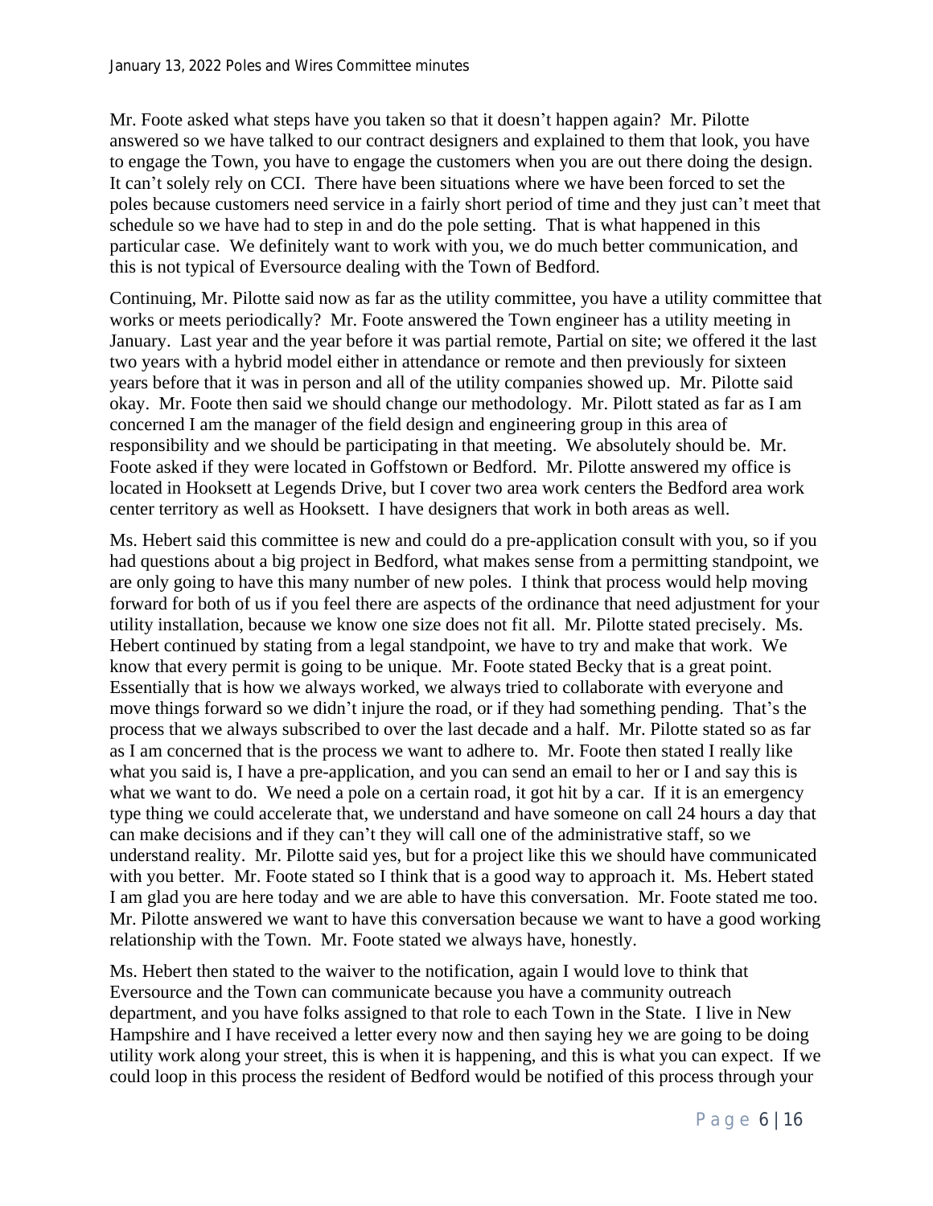Mr. Foote asked what steps have you taken so that it doesn't happen again? Mr. Pilotte answered so we have talked to our contract designers and explained to them that look, you have to engage the Town, you have to engage the customers when you are out there doing the design. It can't solely rely on CCI. There have been situations where we have been forced to set the poles because customers need service in a fairly short period of time and they just can't meet that schedule so we have had to step in and do the pole setting. That is what happened in this particular case. We definitely want to work with you, we do much better communication, and this is not typical of Eversource dealing with the Town of Bedford.

Continuing, Mr. Pilotte said now as far as the utility committee, you have a utility committee that works or meets periodically? Mr. Foote answered the Town engineer has a utility meeting in January. Last year and the year before it was partial remote, Partial on site; we offered it the last two years with a hybrid model either in attendance or remote and then previously for sixteen years before that it was in person and all of the utility companies showed up. Mr. Pilotte said okay. Mr. Foote then said we should change our methodology. Mr. Pilott stated as far as I am concerned I am the manager of the field design and engineering group in this area of responsibility and we should be participating in that meeting. We absolutely should be. Mr. Foote asked if they were located in Goffstown or Bedford. Mr. Pilotte answered my office is located in Hooksett at Legends Drive, but I cover two area work centers the Bedford area work center territory as well as Hooksett. I have designers that work in both areas as well.

Ms. Hebert said this committee is new and could do a pre-application consult with you, so if you had questions about a big project in Bedford, what makes sense from a permitting standpoint, we are only going to have this many number of new poles. I think that process would help moving forward for both of us if you feel there are aspects of the ordinance that need adjustment for your utility installation, because we know one size does not fit all. Mr. Pilotte stated precisely. Ms. Hebert continued by stating from a legal standpoint, we have to try and make that work. We know that every permit is going to be unique. Mr. Foote stated Becky that is a great point. Essentially that is how we always worked, we always tried to collaborate with everyone and move things forward so we didn't injure the road, or if they had something pending. That's the process that we always subscribed to over the last decade and a half. Mr. Pilotte stated so as far as I am concerned that is the process we want to adhere to. Mr. Foote then stated I really like what you said is, I have a pre-application, and you can send an email to her or I and say this is what we want to do. We need a pole on a certain road, it got hit by a car. If it is an emergency type thing we could accelerate that, we understand and have someone on call 24 hours a day that can make decisions and if they can't they will call one of the administrative staff, so we understand reality. Mr. Pilotte said yes, but for a project like this we should have communicated with you better. Mr. Foote stated so I think that is a good way to approach it. Ms. Hebert stated I am glad you are here today and we are able to have this conversation. Mr. Foote stated me too. Mr. Pilotte answered we want to have this conversation because we want to have a good working relationship with the Town. Mr. Foote stated we always have, honestly.

Ms. Hebert then stated to the waiver to the notification, again I would love to think that Eversource and the Town can communicate because you have a community outreach department, and you have folks assigned to that role to each Town in the State. I live in New Hampshire and I have received a letter every now and then saying hey we are going to be doing utility work along your street, this is when it is happening, and this is what you can expect. If we could loop in this process the resident of Bedford would be notified of this process through your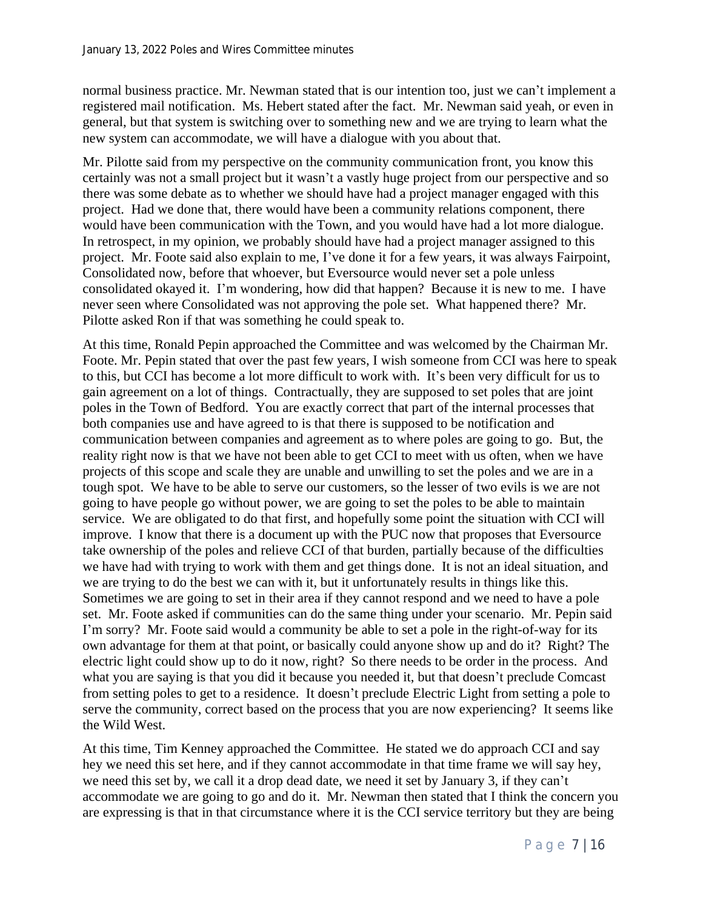normal business practice. Mr. Newman stated that is our intention too, just we can't implement a registered mail notification. Ms. Hebert stated after the fact. Mr. Newman said yeah, or even in general, but that system is switching over to something new and we are trying to learn what the new system can accommodate, we will have a dialogue with you about that.

Mr. Pilotte said from my perspective on the community communication front, you know this certainly was not a small project but it wasn't a vastly huge project from our perspective and so there was some debate as to whether we should have had a project manager engaged with this project. Had we done that, there would have been a community relations component, there would have been communication with the Town, and you would have had a lot more dialogue. In retrospect, in my opinion, we probably should have had a project manager assigned to this project. Mr. Foote said also explain to me, I've done it for a few years, it was always Fairpoint, Consolidated now, before that whoever, but Eversource would never set a pole unless consolidated okayed it. I'm wondering, how did that happen? Because it is new to me. I have never seen where Consolidated was not approving the pole set. What happened there? Mr. Pilotte asked Ron if that was something he could speak to.

At this time, Ronald Pepin approached the Committee and was welcomed by the Chairman Mr. Foote. Mr. Pepin stated that over the past few years, I wish someone from CCI was here to speak to this, but CCI has become a lot more difficult to work with. It's been very difficult for us to gain agreement on a lot of things. Contractually, they are supposed to set poles that are joint poles in the Town of Bedford. You are exactly correct that part of the internal processes that both companies use and have agreed to is that there is supposed to be notification and communication between companies and agreement as to where poles are going to go. But, the reality right now is that we have not been able to get CCI to meet with us often, when we have projects of this scope and scale they are unable and unwilling to set the poles and we are in a tough spot. We have to be able to serve our customers, so the lesser of two evils is we are not going to have people go without power, we are going to set the poles to be able to maintain service. We are obligated to do that first, and hopefully some point the situation with CCI will improve. I know that there is a document up with the PUC now that proposes that Eversource take ownership of the poles and relieve CCI of that burden, partially because of the difficulties we have had with trying to work with them and get things done. It is not an ideal situation, and we are trying to do the best we can with it, but it unfortunately results in things like this. Sometimes we are going to set in their area if they cannot respond and we need to have a pole set. Mr. Foote asked if communities can do the same thing under your scenario. Mr. Pepin said I'm sorry? Mr. Foote said would a community be able to set a pole in the right-of-way for its own advantage for them at that point, or basically could anyone show up and do it? Right? The electric light could show up to do it now, right? So there needs to be order in the process. And what you are saying is that you did it because you needed it, but that doesn't preclude Comcast from setting poles to get to a residence. It doesn't preclude Electric Light from setting a pole to serve the community, correct based on the process that you are now experiencing? It seems like the Wild West.

At this time, Tim Kenney approached the Committee. He stated we do approach CCI and say hey we need this set here, and if they cannot accommodate in that time frame we will say hey, we need this set by, we call it a drop dead date, we need it set by January 3, if they can't accommodate we are going to go and do it. Mr. Newman then stated that I think the concern you are expressing is that in that circumstance where it is the CCI service territory but they are being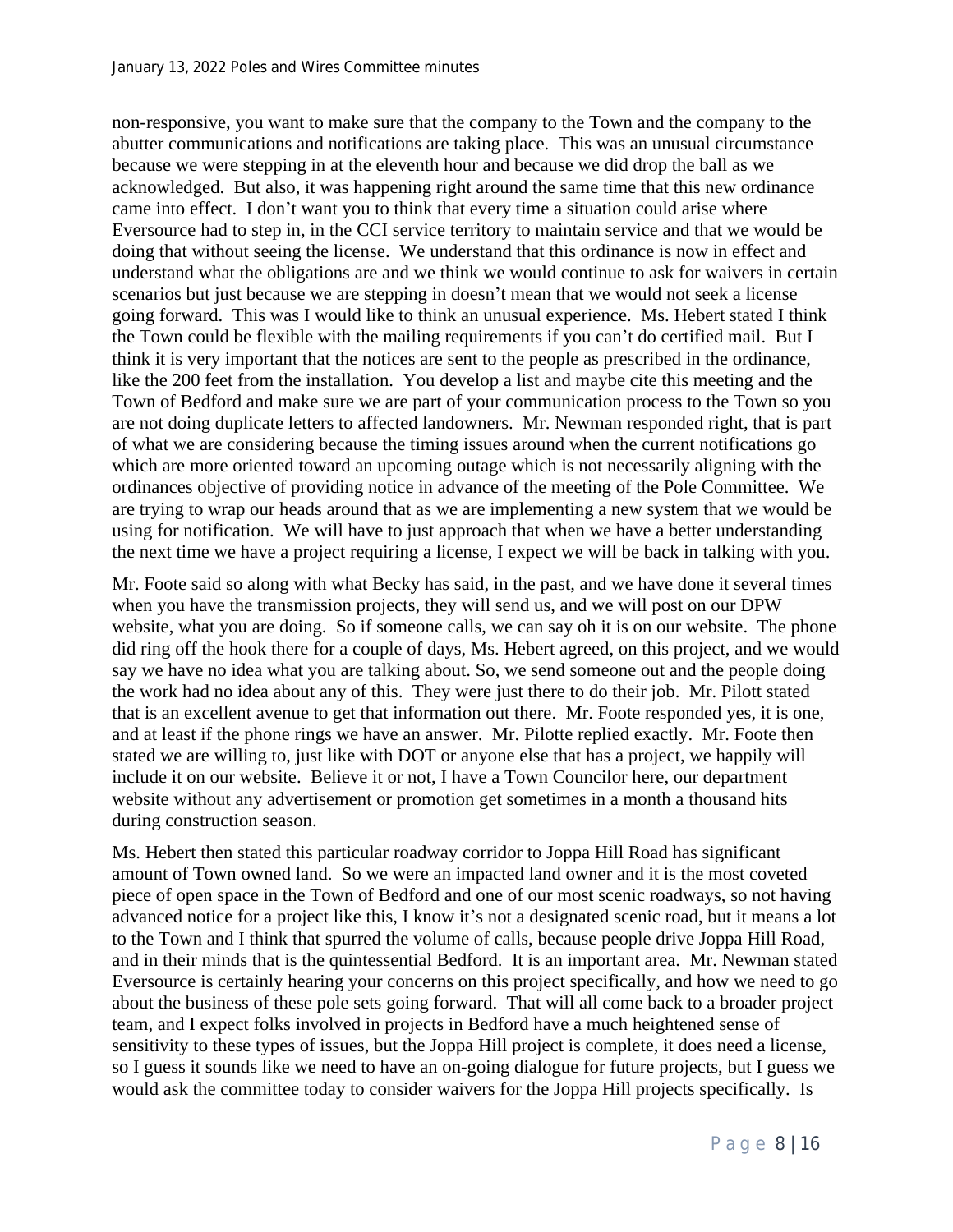non-responsive, you want to make sure that the company to the Town and the company to the abutter communications and notifications are taking place. This was an unusual circumstance because we were stepping in at the eleventh hour and because we did drop the ball as we acknowledged. But also, it was happening right around the same time that this new ordinance came into effect. I don't want you to think that every time a situation could arise where Eversource had to step in, in the CCI service territory to maintain service and that we would be doing that without seeing the license. We understand that this ordinance is now in effect and understand what the obligations are and we think we would continue to ask for waivers in certain scenarios but just because we are stepping in doesn't mean that we would not seek a license going forward. This was I would like to think an unusual experience. Ms. Hebert stated I think the Town could be flexible with the mailing requirements if you can't do certified mail. But I think it is very important that the notices are sent to the people as prescribed in the ordinance, like the 200 feet from the installation. You develop a list and maybe cite this meeting and the Town of Bedford and make sure we are part of your communication process to the Town so you are not doing duplicate letters to affected landowners. Mr. Newman responded right, that is part of what we are considering because the timing issues around when the current notifications go which are more oriented toward an upcoming outage which is not necessarily aligning with the ordinances objective of providing notice in advance of the meeting of the Pole Committee. We are trying to wrap our heads around that as we are implementing a new system that we would be using for notification. We will have to just approach that when we have a better understanding the next time we have a project requiring a license, I expect we will be back in talking with you.

Mr. Foote said so along with what Becky has said, in the past, and we have done it several times when you have the transmission projects, they will send us, and we will post on our DPW website, what you are doing. So if someone calls, we can say oh it is on our website. The phone did ring off the hook there for a couple of days, Ms. Hebert agreed, on this project, and we would say we have no idea what you are talking about. So, we send someone out and the people doing the work had no idea about any of this. They were just there to do their job. Mr. Pilott stated that is an excellent avenue to get that information out there. Mr. Foote responded yes, it is one, and at least if the phone rings we have an answer. Mr. Pilotte replied exactly. Mr. Foote then stated we are willing to, just like with DOT or anyone else that has a project, we happily will include it on our website. Believe it or not, I have a Town Councilor here, our department website without any advertisement or promotion get sometimes in a month a thousand hits during construction season.

Ms. Hebert then stated this particular roadway corridor to Joppa Hill Road has significant amount of Town owned land. So we were an impacted land owner and it is the most coveted piece of open space in the Town of Bedford and one of our most scenic roadways, so not having advanced notice for a project like this, I know it's not a designated scenic road, but it means a lot to the Town and I think that spurred the volume of calls, because people drive Joppa Hill Road, and in their minds that is the quintessential Bedford. It is an important area. Mr. Newman stated Eversource is certainly hearing your concerns on this project specifically, and how we need to go about the business of these pole sets going forward. That will all come back to a broader project team, and I expect folks involved in projects in Bedford have a much heightened sense of sensitivity to these types of issues, but the Joppa Hill project is complete, it does need a license, so I guess it sounds like we need to have an on-going dialogue for future projects, but I guess we would ask the committee today to consider waivers for the Joppa Hill projects specifically. Is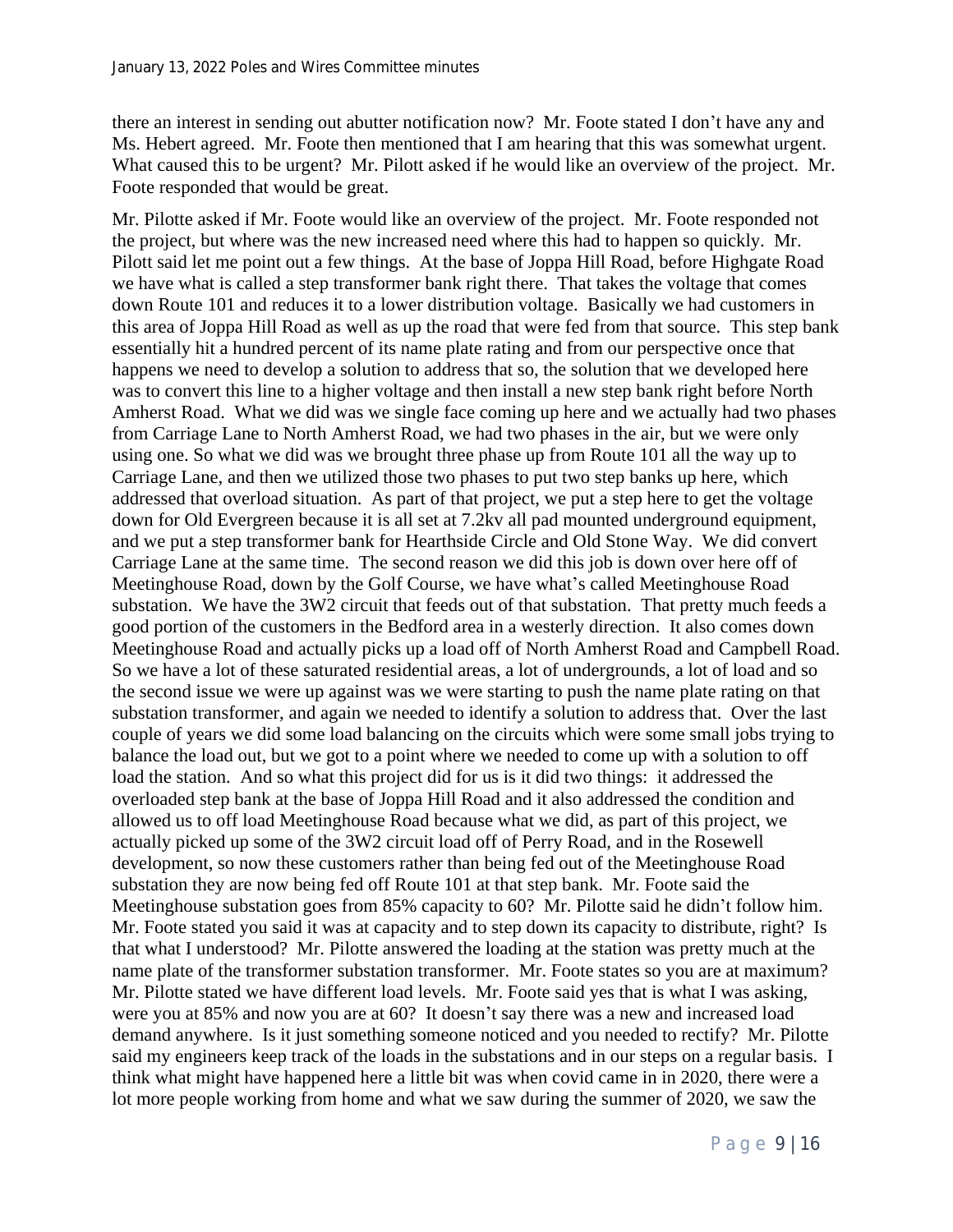there an interest in sending out abutter notification now? Mr. Foote stated I don't have any and Ms. Hebert agreed. Mr. Foote then mentioned that I am hearing that this was somewhat urgent. What caused this to be urgent? Mr. Pilott asked if he would like an overview of the project. Mr. Foote responded that would be great.

Mr. Pilotte asked if Mr. Foote would like an overview of the project. Mr. Foote responded not the project, but where was the new increased need where this had to happen so quickly. Mr. Pilott said let me point out a few things. At the base of Joppa Hill Road, before Highgate Road we have what is called a step transformer bank right there. That takes the voltage that comes down Route 101 and reduces it to a lower distribution voltage. Basically we had customers in this area of Joppa Hill Road as well as up the road that were fed from that source. This step bank essentially hit a hundred percent of its name plate rating and from our perspective once that happens we need to develop a solution to address that so, the solution that we developed here was to convert this line to a higher voltage and then install a new step bank right before North Amherst Road. What we did was we single face coming up here and we actually had two phases from Carriage Lane to North Amherst Road, we had two phases in the air, but we were only using one. So what we did was we brought three phase up from Route 101 all the way up to Carriage Lane, and then we utilized those two phases to put two step banks up here, which addressed that overload situation. As part of that project, we put a step here to get the voltage down for Old Evergreen because it is all set at 7.2kv all pad mounted underground equipment, and we put a step transformer bank for Hearthside Circle and Old Stone Way. We did convert Carriage Lane at the same time. The second reason we did this job is down over here off of Meetinghouse Road, down by the Golf Course, we have what's called Meetinghouse Road substation. We have the 3W2 circuit that feeds out of that substation. That pretty much feeds a good portion of the customers in the Bedford area in a westerly direction. It also comes down Meetinghouse Road and actually picks up a load off of North Amherst Road and Campbell Road. So we have a lot of these saturated residential areas, a lot of undergrounds, a lot of load and so the second issue we were up against was we were starting to push the name plate rating on that substation transformer, and again we needed to identify a solution to address that. Over the last couple of years we did some load balancing on the circuits which were some small jobs trying to balance the load out, but we got to a point where we needed to come up with a solution to off load the station. And so what this project did for us is it did two things: it addressed the overloaded step bank at the base of Joppa Hill Road and it also addressed the condition and allowed us to off load Meetinghouse Road because what we did, as part of this project, we actually picked up some of the 3W2 circuit load off of Perry Road, and in the Rosewell development, so now these customers rather than being fed out of the Meetinghouse Road substation they are now being fed off Route 101 at that step bank. Mr. Foote said the Meetinghouse substation goes from 85% capacity to 60? Mr. Pilotte said he didn't follow him. Mr. Foote stated you said it was at capacity and to step down its capacity to distribute, right? Is that what I understood? Mr. Pilotte answered the loading at the station was pretty much at the name plate of the transformer substation transformer. Mr. Foote states so you are at maximum? Mr. Pilotte stated we have different load levels. Mr. Foote said yes that is what I was asking, were you at 85% and now you are at 60? It doesn't say there was a new and increased load demand anywhere. Is it just something someone noticed and you needed to rectify? Mr. Pilotte said my engineers keep track of the loads in the substations and in our steps on a regular basis. I think what might have happened here a little bit was when covid came in in 2020, there were a lot more people working from home and what we saw during the summer of 2020, we saw the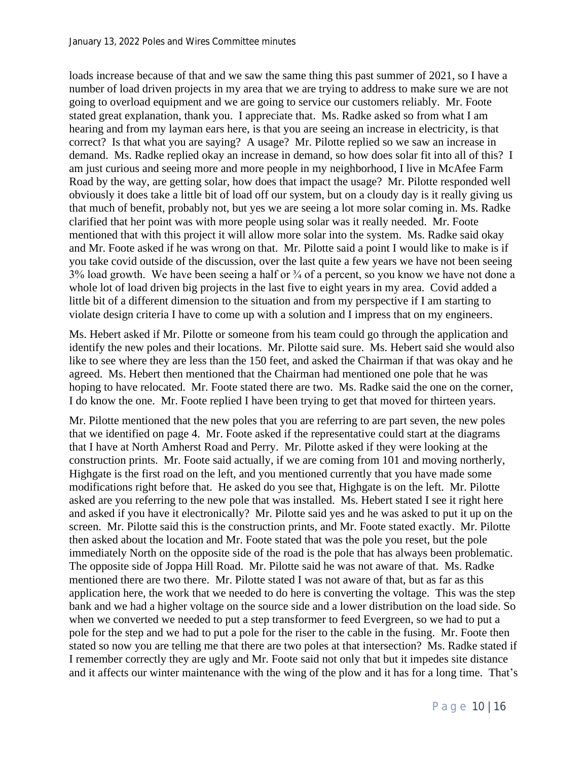loads increase because of that and we saw the same thing this past summer of 2021, so I have a number of load driven projects in my area that we are trying to address to make sure we are not going to overload equipment and we are going to service our customers reliably. Mr. Foote stated great explanation, thank you. I appreciate that. Ms. Radke asked so from what I am hearing and from my layman ears here, is that you are seeing an increase in electricity, is that correct? Is that what you are saying? A usage? Mr. Pilotte replied so we saw an increase in demand. Ms. Radke replied okay an increase in demand, so how does solar fit into all of this? I am just curious and seeing more and more people in my neighborhood, I live in McAfee Farm Road by the way, are getting solar, how does that impact the usage? Mr. Pilotte responded well obviously it does take a little bit of load off our system, but on a cloudy day is it really giving us that much of benefit, probably not, but yes we are seeing a lot more solar coming in. Ms. Radke clarified that her point was with more people using solar was it really needed. Mr. Foote mentioned that with this project it will allow more solar into the system. Ms. Radke said okay and Mr. Foote asked if he was wrong on that. Mr. Pilotte said a point I would like to make is if you take covid outside of the discussion, over the last quite a few years we have not been seeing 3% load growth. We have been seeing a half or ¾ of a percent, so you know we have not done a whole lot of load driven big projects in the last five to eight years in my area. Covid added a little bit of a different dimension to the situation and from my perspective if I am starting to violate design criteria I have to come up with a solution and I impress that on my engineers.

Ms. Hebert asked if Mr. Pilotte or someone from his team could go through the application and identify the new poles and their locations. Mr. Pilotte said sure. Ms. Hebert said she would also like to see where they are less than the 150 feet, and asked the Chairman if that was okay and he agreed. Ms. Hebert then mentioned that the Chairman had mentioned one pole that he was hoping to have relocated. Mr. Foote stated there are two. Ms. Radke said the one on the corner, I do know the one. Mr. Foote replied I have been trying to get that moved for thirteen years.

Mr. Pilotte mentioned that the new poles that you are referring to are part seven, the new poles that we identified on page 4. Mr. Foote asked if the representative could start at the diagrams that I have at North Amherst Road and Perry. Mr. Pilotte asked if they were looking at the construction prints. Mr. Foote said actually, if we are coming from 101 and moving northerly, Highgate is the first road on the left, and you mentioned currently that you have made some modifications right before that. He asked do you see that, Highgate is on the left. Mr. Pilotte asked are you referring to the new pole that was installed. Ms. Hebert stated I see it right here and asked if you have it electronically? Mr. Pilotte said yes and he was asked to put it up on the screen. Mr. Pilotte said this is the construction prints, and Mr. Foote stated exactly. Mr. Pilotte then asked about the location and Mr. Foote stated that was the pole you reset, but the pole immediately North on the opposite side of the road is the pole that has always been problematic. The opposite side of Joppa Hill Road. Mr. Pilotte said he was not aware of that. Ms. Radke mentioned there are two there. Mr. Pilotte stated I was not aware of that, but as far as this application here, the work that we needed to do here is converting the voltage. This was the step bank and we had a higher voltage on the source side and a lower distribution on the load side. So when we converted we needed to put a step transformer to feed Evergreen, so we had to put a pole for the step and we had to put a pole for the riser to the cable in the fusing. Mr. Foote then stated so now you are telling me that there are two poles at that intersection? Ms. Radke stated if I remember correctly they are ugly and Mr. Foote said not only that but it impedes site distance and it affects our winter maintenance with the wing of the plow and it has for a long time. That's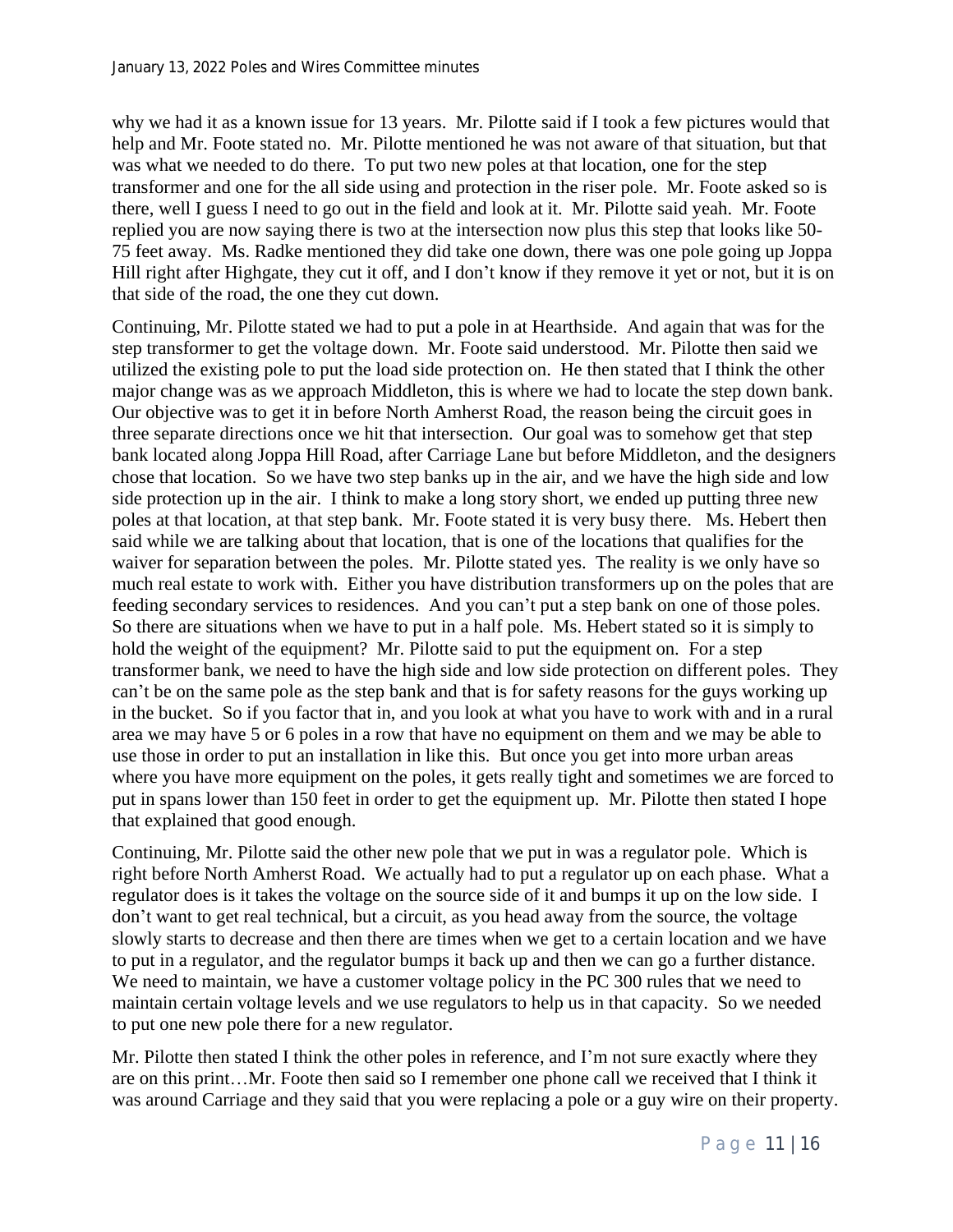why we had it as a known issue for 13 years. Mr. Pilotte said if I took a few pictures would that help and Mr. Foote stated no. Mr. Pilotte mentioned he was not aware of that situation, but that was what we needed to do there. To put two new poles at that location, one for the step transformer and one for the all side using and protection in the riser pole. Mr. Foote asked so is there, well I guess I need to go out in the field and look at it. Mr. Pilotte said yeah. Mr. Foote replied you are now saying there is two at the intersection now plus this step that looks like 50-75 feet away. Ms. Radke mentioned they did take one down, there was one pole going up Joppa Hill right after Highgate, they cut it off, and I don't know if they remove it yet or not, but it is on that side of the road, the one they cut down.

Continuing, Mr. Pilotte stated we had to put a pole in at Hearthside. And again that was for the step transformer to get the voltage down. Mr. Foote said understood. Mr. Pilotte then said we utilized the existing pole to put the load side protection on. He then stated that I think the other major change was as we approach Middleton, this is where we had to locate the step down bank. Our objective was to get it in before North Amherst Road, the reason being the circuit goes in three separate directions once we hit that intersection. Our goal was to somehow get that step bank located along Joppa Hill Road, after Carriage Lane but before Middleton, and the designers chose that location. So we have two step banks up in the air, and we have the high side and low side protection up in the air. I think to make a long story short, we ended up putting three new poles at that location, at that step bank. Mr. Foote stated it is very busy there. Ms. Hebert then said while we are talking about that location, that is one of the locations that qualifies for the waiver for separation between the poles. Mr. Pilotte stated yes. The reality is we only have so much real estate to work with. Either you have distribution transformers up on the poles that are feeding secondary services to residences. And you can't put a step bank on one of those poles. So there are situations when we have to put in a half pole. Ms. Hebert stated so it is simply to hold the weight of the equipment? Mr. Pilotte said to put the equipment on. For a step transformer bank, we need to have the high side and low side protection on different poles. They can't be on the same pole as the step bank and that is for safety reasons for the guys working up in the bucket. So if you factor that in, and you look at what you have to work with and in a rural area we may have 5 or 6 poles in a row that have no equipment on them and we may be able to use those in order to put an installation in like this. But once you get into more urban areas where you have more equipment on the poles, it gets really tight and sometimes we are forced to put in spans lower than 150 feet in order to get the equipment up. Mr. Pilotte then stated I hope that explained that good enough.

Continuing, Mr. Pilotte said the other new pole that we put in was a regulator pole. Which is right before North Amherst Road. We actually had to put a regulator up on each phase. What a regulator does is it takes the voltage on the source side of it and bumps it up on the low side. I don't want to get real technical, but a circuit, as you head away from the source, the voltage slowly starts to decrease and then there are times when we get to a certain location and we have to put in a regulator, and the regulator bumps it back up and then we can go a further distance. We need to maintain, we have a customer voltage policy in the PC 300 rules that we need to maintain certain voltage levels and we use regulators to help us in that capacity. So we needed to put one new pole there for a new regulator.

Mr. Pilotte then stated I think the other poles in reference, and I'm not sure exactly where they are on this print…Mr. Foote then said so I remember one phone call we received that I think it was around Carriage and they said that you were replacing a pole or a guy wire on their property.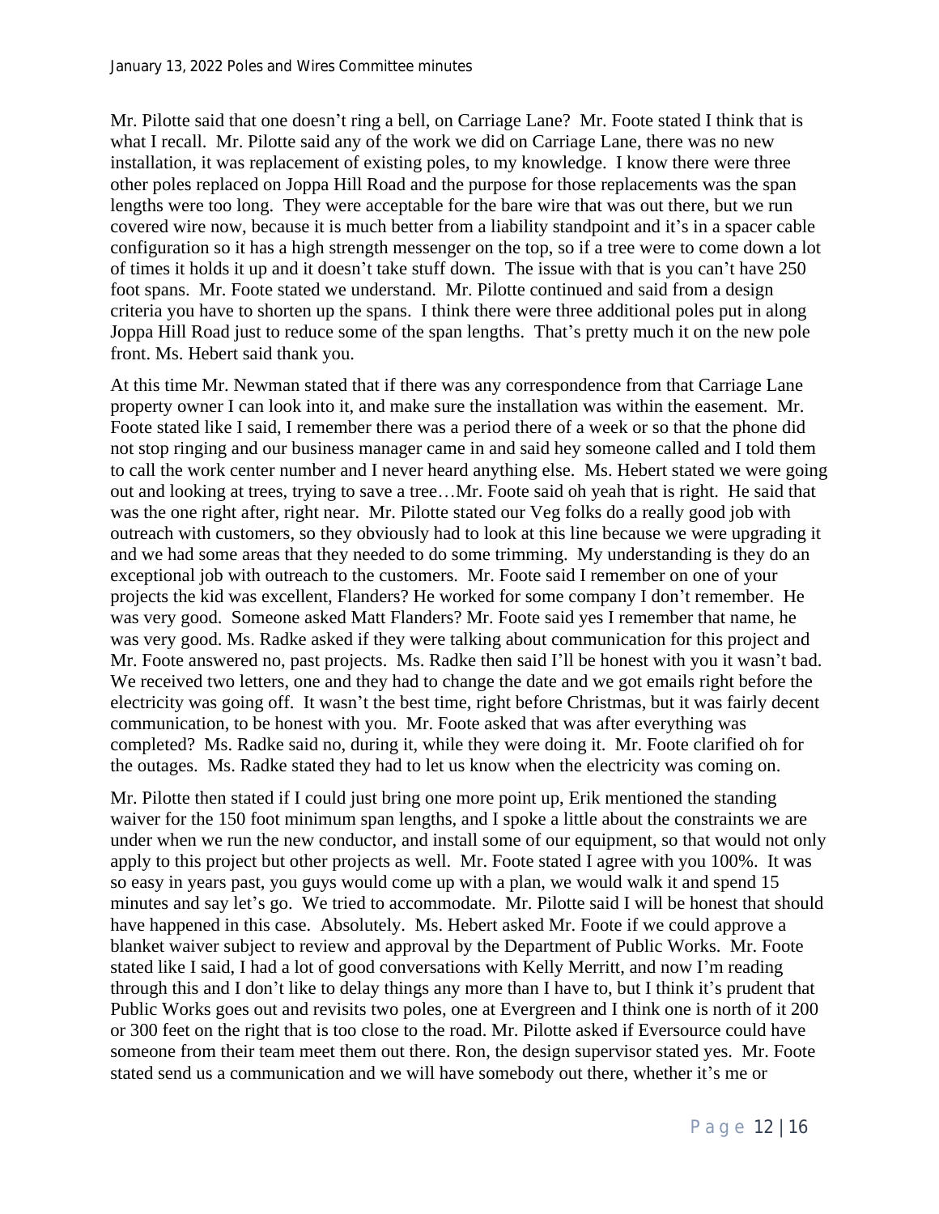Mr. Pilotte said that one doesn't ring a bell, on Carriage Lane? Mr. Foote stated I think that is what I recall. Mr. Pilotte said any of the work we did on Carriage Lane, there was no new installation, it was replacement of existing poles, to my knowledge. I know there were three other poles replaced on Joppa Hill Road and the purpose for those replacements was the span lengths were too long. They were acceptable for the bare wire that was out there, but we run covered wire now, because it is much better from a liability standpoint and it's in a spacer cable configuration so it has a high strength messenger on the top, so if a tree were to come down a lot of times it holds it up and it doesn't take stuff down. The issue with that is you can't have 250 foot spans. Mr. Foote stated we understand. Mr. Pilotte continued and said from a design criteria you have to shorten up the spans. I think there were three additional poles put in along Joppa Hill Road just to reduce some of the span lengths. That's pretty much it on the new pole front. Ms. Hebert said thank you.

At this time Mr. Newman stated that if there was any correspondence from that Carriage Lane property owner I can look into it, and make sure the installation was within the easement. Mr. Foote stated like I said, I remember there was a period there of a week or so that the phone did not stop ringing and our business manager came in and said hey someone called and I told them to call the work center number and I never heard anything else. Ms. Hebert stated we were going out and looking at trees, trying to save a tree…Mr. Foote said oh yeah that is right. He said that was the one right after, right near. Mr. Pilotte stated our Veg folks do a really good job with outreach with customers, so they obviously had to look at this line because we were upgrading it and we had some areas that they needed to do some trimming. My understanding is they do an exceptional job with outreach to the customers. Mr. Foote said I remember on one of your projects the kid was excellent, Flanders? He worked for some company I don't remember. He was very good. Someone asked Matt Flanders? Mr. Foote said yes I remember that name, he was very good. Ms. Radke asked if they were talking about communication for this project and Mr. Foote answered no, past projects. Ms. Radke then said I'll be honest with you it wasn't bad. We received two letters, one and they had to change the date and we got emails right before the electricity was going off. It wasn't the best time, right before Christmas, but it was fairly decent communication, to be honest with you. Mr. Foote asked that was after everything was completed? Ms. Radke said no, during it, while they were doing it. Mr. Foote clarified oh for the outages. Ms. Radke stated they had to let us know when the electricity was coming on.

Mr. Pilotte then stated if I could just bring one more point up, Erik mentioned the standing waiver for the 150 foot minimum span lengths, and I spoke a little about the constraints we are under when we run the new conductor, and install some of our equipment, so that would not only apply to this project but other projects as well. Mr. Foote stated I agree with you 100%. It was so easy in years past, you guys would come up with a plan, we would walk it and spend 15 minutes and say let's go. We tried to accommodate. Mr. Pilotte said I will be honest that should have happened in this case. Absolutely. Ms. Hebert asked Mr. Foote if we could approve a blanket waiver subject to review and approval by the Department of Public Works. Mr. Foote stated like I said, I had a lot of good conversations with Kelly Merritt, and now I'm reading through this and I don't like to delay things any more than I have to, but I think it's prudent that Public Works goes out and revisits two poles, one at Evergreen and I think one is north of it 200 or 300 feet on the right that is too close to the road. Mr. Pilotte asked if Eversource could have someone from their team meet them out there. Ron, the design supervisor stated yes. Mr. Foote stated send us a communication and we will have somebody out there, whether it's me or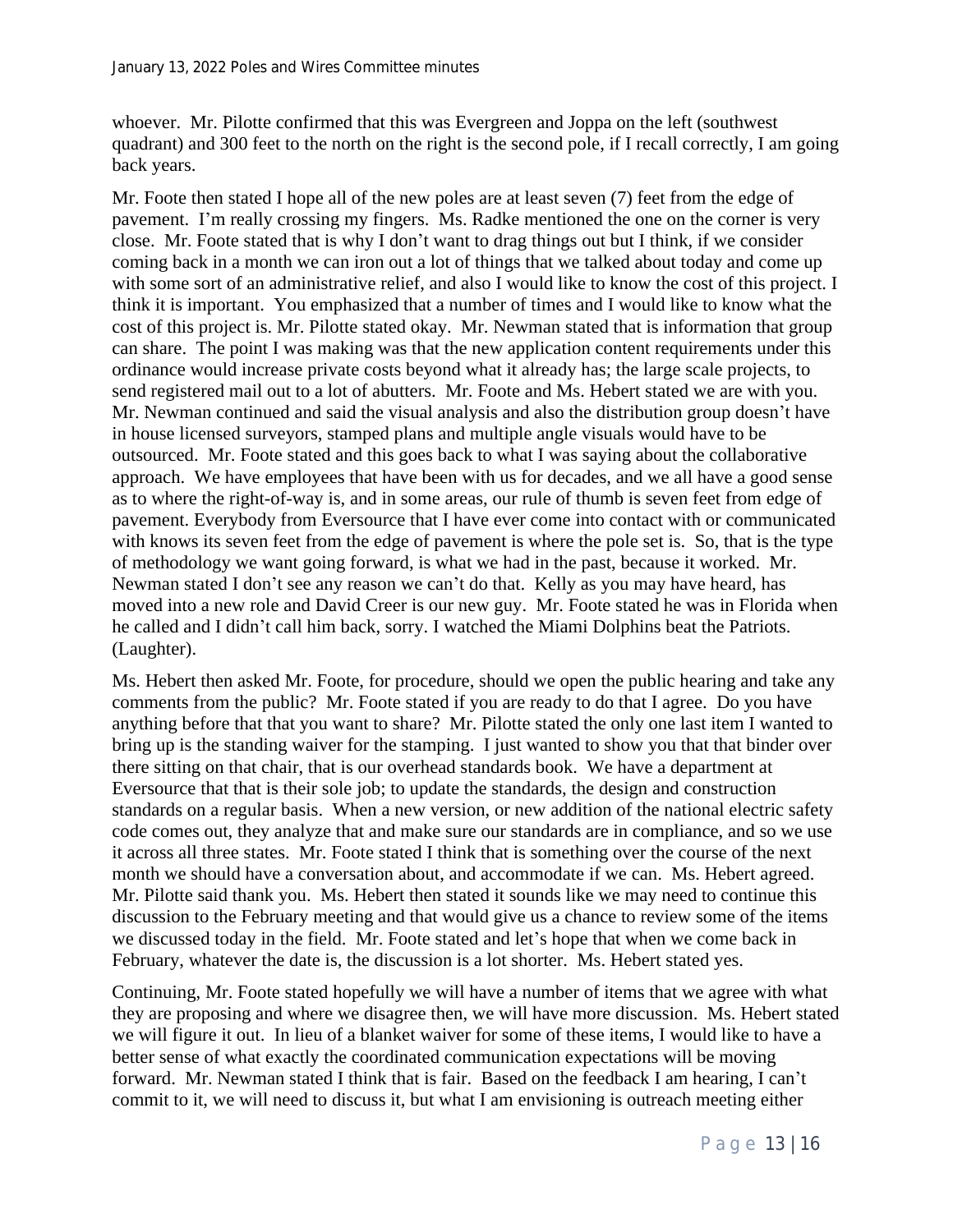whoever. Mr. Pilotte confirmed that this was Evergreen and Joppa on the left (southwest quadrant) and 300 feet to the north on the right is the second pole, if I recall correctly, I am going back years.

Mr. Foote then stated I hope all of the new poles are at least seven (7) feet from the edge of pavement. I'm really crossing my fingers. Ms. Radke mentioned the one on the corner is very close. Mr. Foote stated that is why I don't want to drag things out but I think, if we consider coming back in a month we can iron out a lot of things that we talked about today and come up with some sort of an administrative relief, and also I would like to know the cost of this project. I think it is important. You emphasized that a number of times and I would like to know what the cost of this project is. Mr. Pilotte stated okay. Mr. Newman stated that is information that group can share. The point I was making was that the new application content requirements under this ordinance would increase private costs beyond what it already has; the large scale projects, to send registered mail out to a lot of abutters. Mr. Foote and Ms. Hebert stated we are with you. Mr. Newman continued and said the visual analysis and also the distribution group doesn't have in house licensed surveyors, stamped plans and multiple angle visuals would have to be outsourced. Mr. Foote stated and this goes back to what I was saying about the collaborative approach. We have employees that have been with us for decades, and we all have a good sense as to where the right-of-way is, and in some areas, our rule of thumb is seven feet from edge of pavement. Everybody from Eversource that I have ever come into contact with or communicated with knows its seven feet from the edge of pavement is where the pole set is. So, that is the type of methodology we want going forward, is what we had in the past, because it worked. Mr. Newman stated I don't see any reason we can't do that. Kelly as you may have heard, has moved into a new role and David Creer is our new guy. Mr. Foote stated he was in Florida when he called and I didn't call him back, sorry. I watched the Miami Dolphins beat the Patriots. (Laughter).

Ms. Hebert then asked Mr. Foote, for procedure, should we open the public hearing and take any comments from the public? Mr. Foote stated if you are ready to do that I agree. Do you have anything before that that you want to share? Mr. Pilotte stated the only one last item I wanted to bring up is the standing waiver for the stamping. I just wanted to show you that that binder over there sitting on that chair, that is our overhead standards book. We have a department at Eversource that that is their sole job; to update the standards, the design and construction standards on a regular basis. When a new version, or new addition of the national electric safety code comes out, they analyze that and make sure our standards are in compliance, and so we use it across all three states. Mr. Foote stated I think that is something over the course of the next month we should have a conversation about, and accommodate if we can. Ms. Hebert agreed. Mr. Pilotte said thank you. Ms. Hebert then stated it sounds like we may need to continue this discussion to the February meeting and that would give us a chance to review some of the items we discussed today in the field. Mr. Foote stated and let's hope that when we come back in February, whatever the date is, the discussion is a lot shorter. Ms. Hebert stated yes.

Continuing, Mr. Foote stated hopefully we will have a number of items that we agree with what they are proposing and where we disagree then, we will have more discussion. Ms. Hebert stated we will figure it out. In lieu of a blanket waiver for some of these items, I would like to have a better sense of what exactly the coordinated communication expectations will be moving forward. Mr. Newman stated I think that is fair. Based on the feedback I am hearing, I can't commit to it, we will need to discuss it, but what I am envisioning is outreach meeting either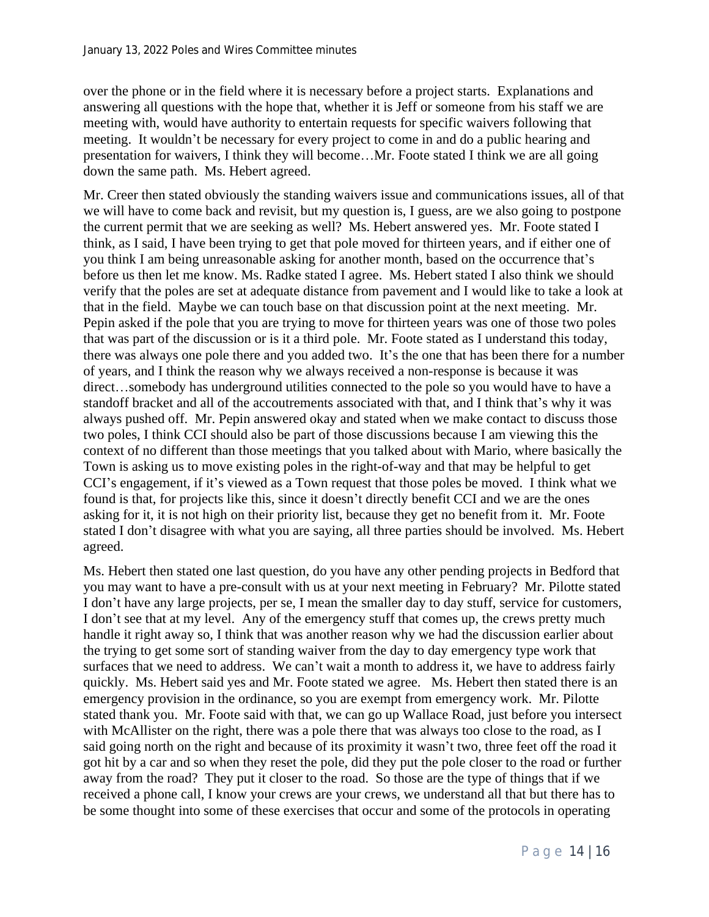over the phone or in the field where it is necessary before a project starts. Explanations and answering all questions with the hope that, whether it is Jeff or someone from his staff we are meeting with, would have authority to entertain requests for specific waivers following that meeting. It wouldn't be necessary for every project to come in and do a public hearing and presentation for waivers, I think they will become…Mr. Foote stated I think we are all going down the same path. Ms. Hebert agreed.

Mr. Creer then stated obviously the standing waivers issue and communications issues, all of that we will have to come back and revisit, but my question is, I guess, are we also going to postpone the current permit that we are seeking as well? Ms. Hebert answered yes. Mr. Foote stated I think, as I said, I have been trying to get that pole moved for thirteen years, and if either one of you think I am being unreasonable asking for another month, based on the occurrence that's before us then let me know. Ms. Radke stated I agree. Ms. Hebert stated I also think we should verify that the poles are set at adequate distance from pavement and I would like to take a look at that in the field. Maybe we can touch base on that discussion point at the next meeting. Mr. Pepin asked if the pole that you are trying to move for thirteen years was one of those two poles that was part of the discussion or is it a third pole. Mr. Foote stated as I understand this today, there was always one pole there and you added two. It's the one that has been there for a number of years, and I think the reason why we always received a non-response is because it was direct…somebody has underground utilities connected to the pole so you would have to have a standoff bracket and all of the accoutrements associated with that, and I think that's why it was always pushed off. Mr. Pepin answered okay and stated when we make contact to discuss those two poles, I think CCI should also be part of those discussions because I am viewing this the context of no different than those meetings that you talked about with Mario, where basically the Town is asking us to move existing poles in the right-of-way and that may be helpful to get CCI's engagement, if it's viewed as a Town request that those poles be moved. I think what we found is that, for projects like this, since it doesn't directly benefit CCI and we are the ones asking for it, it is not high on their priority list, because they get no benefit from it. Mr. Foote stated I don't disagree with what you are saying, all three parties should be involved. Ms. Hebert agreed.

Ms. Hebert then stated one last question, do you have any other pending projects in Bedford that you may want to have a pre-consult with us at your next meeting in February? Mr. Pilotte stated I don't have any large projects, per se, I mean the smaller day to day stuff, service for customers, I don't see that at my level. Any of the emergency stuff that comes up, the crews pretty much handle it right away so, I think that was another reason why we had the discussion earlier about the trying to get some sort of standing waiver from the day to day emergency type work that surfaces that we need to address. We can't wait a month to address it, we have to address fairly quickly. Ms. Hebert said yes and Mr. Foote stated we agree. Ms. Hebert then stated there is an emergency provision in the ordinance, so you are exempt from emergency work. Mr. Pilotte stated thank you. Mr. Foote said with that, we can go up Wallace Road, just before you intersect with McAllister on the right, there was a pole there that was always too close to the road, as I said going north on the right and because of its proximity it wasn't two, three feet off the road it got hit by a car and so when they reset the pole, did they put the pole closer to the road or further away from the road? They put it closer to the road. So those are the type of things that if we received a phone call, I know your crews are your crews, we understand all that but there has to be some thought into some of these exercises that occur and some of the protocols in operating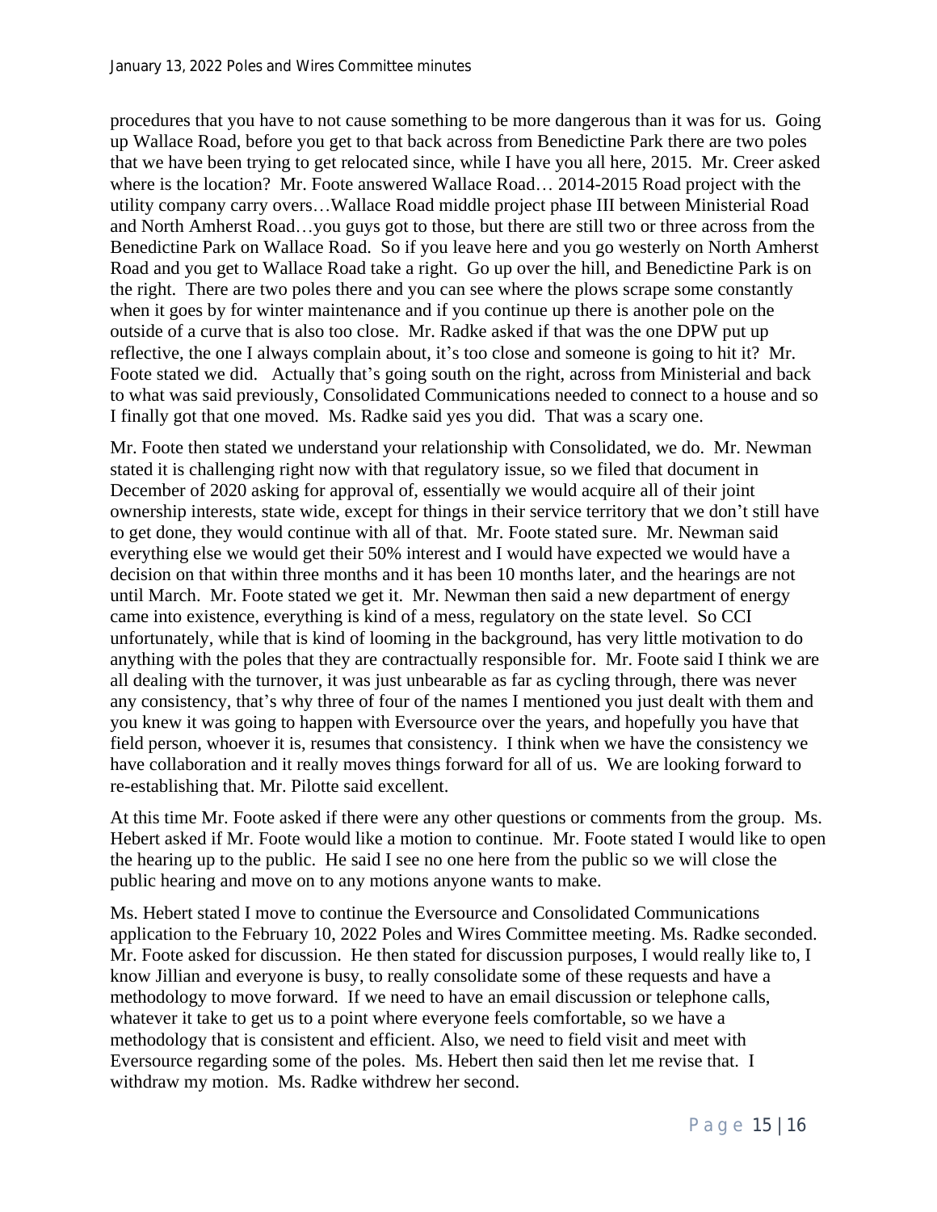procedures that you have to not cause something to be more dangerous than it was for us. Going up Wallace Road, before you get to that back across from Benedictine Park there are two poles that we have been trying to get relocated since, while I have you all here, 2015. Mr. Creer asked where is the location? Mr. Foote answered Wallace Road… 2014-2015 Road project with the utility company carry overs…Wallace Road middle project phase III between Ministerial Road and North Amherst Road…you guys got to those, but there are still two or three across from the Benedictine Park on Wallace Road. So if you leave here and you go westerly on North Amherst Road and you get to Wallace Road take a right. Go up over the hill, and Benedictine Park is on the right. There are two poles there and you can see where the plows scrape some constantly when it goes by for winter maintenance and if you continue up there is another pole on the outside of a curve that is also too close. Mr. Radke asked if that was the one DPW put up reflective, the one I always complain about, it's too close and someone is going to hit it? Mr. Foote stated we did. Actually that's going south on the right, across from Ministerial and back to what was said previously, Consolidated Communications needed to connect to a house and so I finally got that one moved. Ms. Radke said yes you did. That was a scary one.

Mr. Foote then stated we understand your relationship with Consolidated, we do. Mr. Newman stated it is challenging right now with that regulatory issue, so we filed that document in December of 2020 asking for approval of, essentially we would acquire all of their joint ownership interests, state wide, except for things in their service territory that we don't still have to get done, they would continue with all of that. Mr. Foote stated sure. Mr. Newman said everything else we would get their 50% interest and I would have expected we would have a decision on that within three months and it has been 10 months later, and the hearings are not until March. Mr. Foote stated we get it. Mr. Newman then said a new department of energy came into existence, everything is kind of a mess, regulatory on the state level. So CCI unfortunately, while that is kind of looming in the background, has very little motivation to do anything with the poles that they are contractually responsible for. Mr. Foote said I think we are all dealing with the turnover, it was just unbearable as far as cycling through, there was never any consistency, that's why three of four of the names I mentioned you just dealt with them and you knew it was going to happen with Eversource over the years, and hopefully you have that field person, whoever it is, resumes that consistency. I think when we have the consistency we have collaboration and it really moves things forward for all of us. We are looking forward to re-establishing that. Mr. Pilotte said excellent.

At this time Mr. Foote asked if there were any other questions or comments from the group. Ms. Hebert asked if Mr. Foote would like a motion to continue. Mr. Foote stated I would like to open the hearing up to the public. He said I see no one here from the public so we will close the public hearing and move on to any motions anyone wants to make.

Ms. Hebert stated I move to continue the Eversource and Consolidated Communications application to the February 10, 2022 Poles and Wires Committee meeting. Ms. Radke seconded. Mr. Foote asked for discussion. He then stated for discussion purposes, I would really like to, I know Jillian and everyone is busy, to really consolidate some of these requests and have a methodology to move forward. If we need to have an email discussion or telephone calls, whatever it take to get us to a point where everyone feels comfortable, so we have a methodology that is consistent and efficient. Also, we need to field visit and meet with Eversource regarding some of the poles. Ms. Hebert then said then let me revise that. I withdraw my motion. Ms. Radke withdrew her second.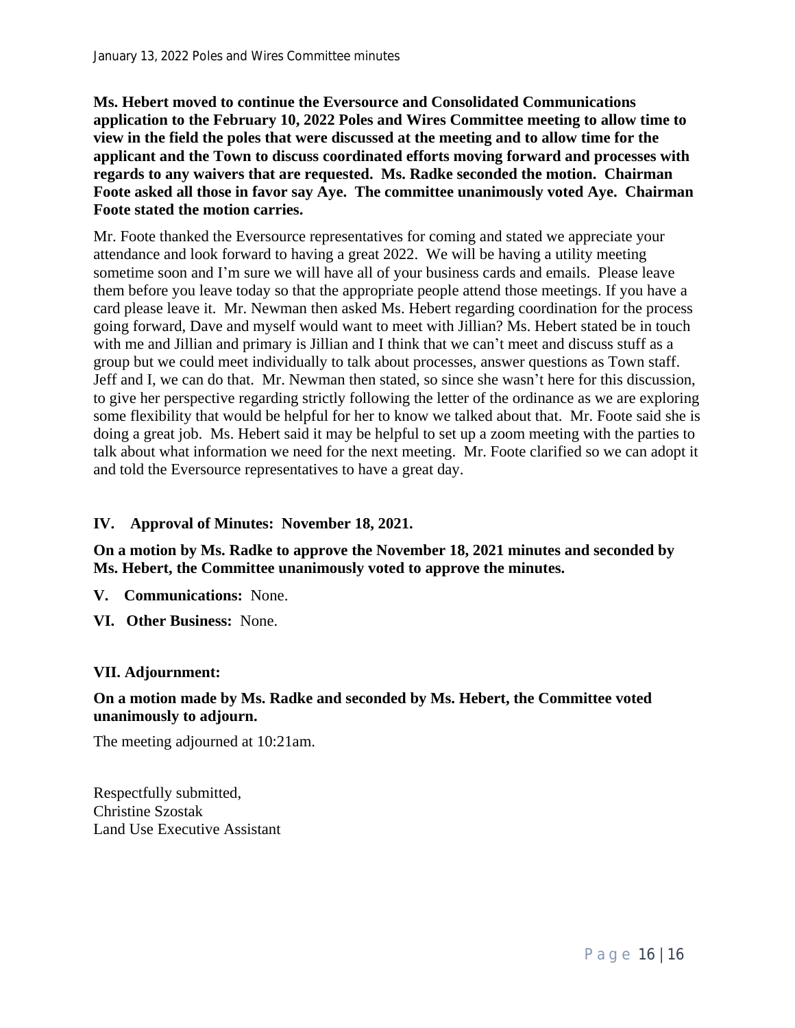**Ms. Hebert moved to continue the Eversource and Consolidated Communications application to the February 10, 2022 Poles and Wires Committee meeting to allow time to view in the field the poles that were discussed at the meeting and to allow time for the applicant and the Town to discuss coordinated efforts moving forward and processes with regards to any waivers that are requested. Ms. Radke seconded the motion. Chairman Foote asked all those in favor say Aye. The committee unanimously voted Aye. Chairman Foote stated the motion carries.**

Mr. Foote thanked the Eversource representatives for coming and stated we appreciate your attendance and look forward to having a great 2022. We will be having a utility meeting sometime soon and I'm sure we will have all of your business cards and emails. Please leave them before you leave today so that the appropriate people attend those meetings. If you have a card please leave it. Mr. Newman then asked Ms. Hebert regarding coordination for the process going forward, Dave and myself would want to meet with Jillian? Ms. Hebert stated be in touch with me and Jillian and primary is Jillian and I think that we can't meet and discuss stuff as a group but we could meet individually to talk about processes, answer questions as Town staff. Jeff and I, we can do that. Mr. Newman then stated, so since she wasn't here for this discussion, to give her perspective regarding strictly following the letter of the ordinance as we are exploring some flexibility that would be helpful for her to know we talked about that. Mr. Foote said she is doing a great job. Ms. Hebert said it may be helpful to set up a zoom meeting with the parties to talk about what information we need for the next meeting. Mr. Foote clarified so we can adopt it and told the Eversource representatives to have a great day.

## IV. Approval of Minutes: November 18, 2021.

**On a motion by Ms. Radke to approve the November 18, 2021 minutes and seconded by Ms. Hebert, the Committee unanimously voted to approve the minutes.**

**V. Communications:** None.

**VI. Other Business:** None.

## VII. Adjournment:

**On a motion made by Ms. Radke and seconded by Ms. Hebert, the Committee voted unanimously to adjourn.**

The meeting adjourned at 10:21am.

Respectfully submitted,
Christine Szostak
Land Use Executive Assistant